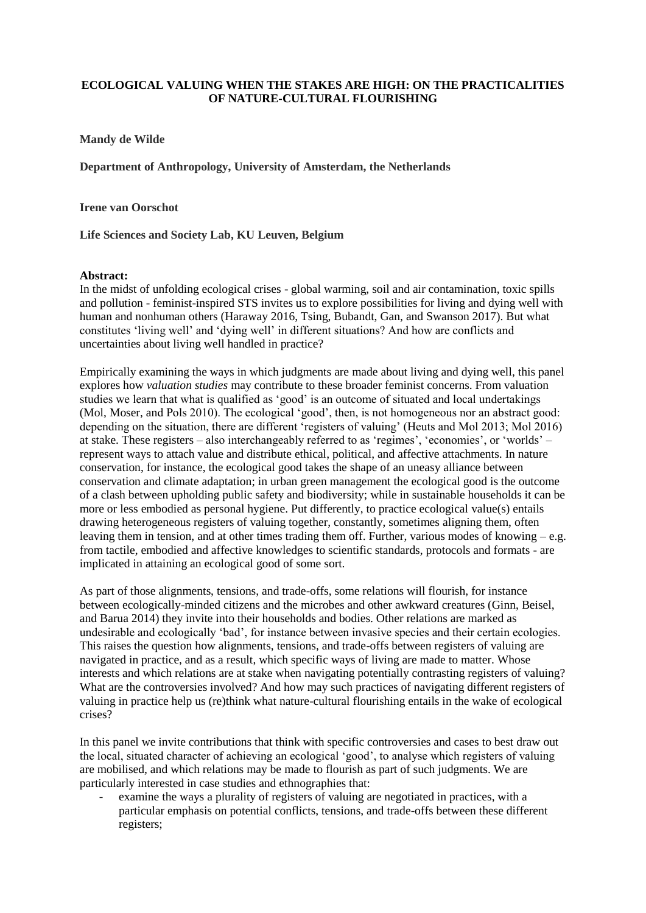# ECOLOGICAL VALUING WHEN THE STAKES ARE HIGH: ON THE PRACTICALITIES OF NATURE-CULTURAL FLOURISHING

**Mandy de Wilde**

**Department of Anthropology, University of Amsterdam, the Netherlands**

**Irene van Oorschot**

**Life Sciences and Society Lab, KU Leuven, Belgium**

**Abstract:**

In the midst of unfolding ecological crises - global warming, soil and air contamination, toxic spills and pollution - feminist-inspired STS invites us to explore possibilities for living and dying well with human and nonhuman others (Haraway 2016, Tsing, Bubandt, Gan, and Swanson 2017). But what constitutes 'living well' and 'dying well' in different situations? And how are conflicts and uncertainties about living well handled in practice?

Empirically examining the ways in which judgments are made about living and dying well, this panel explores how *valuation studies* may contribute to these broader feminist concerns. From valuation studies we learn that what is qualified as 'good' is an outcome of situated and local undertakings (Mol, Moser, and Pols 2010). The ecological 'good', then, is not homogeneous nor an abstract good: depending on the situation, there are different 'registers of valuing' (Heuts and Mol 2013; Mol 2016) at stake. These registers – also interchangeably referred to as 'regimes', 'economies', or 'worlds' – represent ways to attach value and distribute ethical, political, and affective attachments. In nature conservation, for instance, the ecological good takes the shape of an uneasy alliance between conservation and climate adaptation; in urban green management the ecological good is the outcome of a clash between upholding public safety and biodiversity; while in sustainable households it can be more or less embodied as personal hygiene. Put differently, to practice ecological value(s) entails drawing heterogeneous registers of valuing together, constantly, sometimes aligning them, often leaving them in tension, and at other times trading them off. Further, various modes of knowing – e.g. from tactile, embodied and affective knowledges to scientific standards, protocols and formats - are implicated in attaining an ecological good of some sort.

As part of those alignments, tensions, and trade-offs, some relations will flourish, for instance between ecologically-minded citizens and the microbes and other awkward creatures (Ginn, Beisel, and Barua 2014) they invite into their households and bodies. Other relations are marked as undesirable and ecologically 'bad', for instance between invasive species and their certain ecologies. This raises the question how alignments, tensions, and trade-offs between registers of valuing are navigated in practice, and as a result, which specific ways of living are made to matter. Whose interests and which relations are at stake when navigating potentially contrasting registers of valuing? What are the controversies involved? And how may such practices of navigating different registers of valuing in practice help us (re)think what nature-cultural flourishing entails in the wake of ecological crises?

In this panel we invite contributions that think with specific controversies and cases to best draw out the local, situated character of achieving an ecological 'good', to analyse which registers of valuing are mobilised, and which relations may be made to flourish as part of such judgments. We are particularly interested in case studies and ethnographies that:

- examine the ways a plurality of registers of valuing are negotiated in practices, with a particular emphasis on potential conflicts, tensions, and trade-offs between these different registers;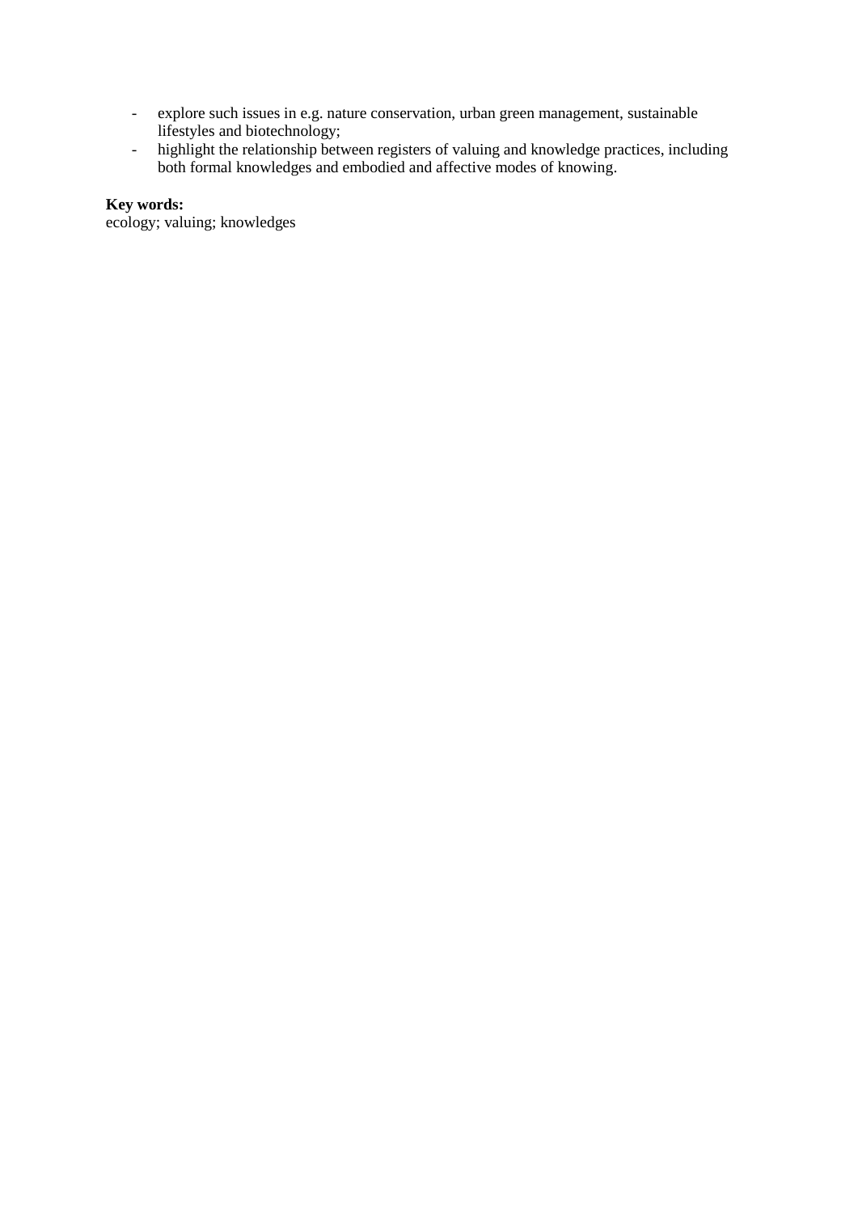- explore such issues in e.g. nature conservation, urban green management, sustainable lifestyles and biotechnology;
- highlight the relationship between registers of valuing and knowledge practices, including both formal knowledges and embodied and affective modes of knowing.

**Key words:**
ecology; valuing; knowledges